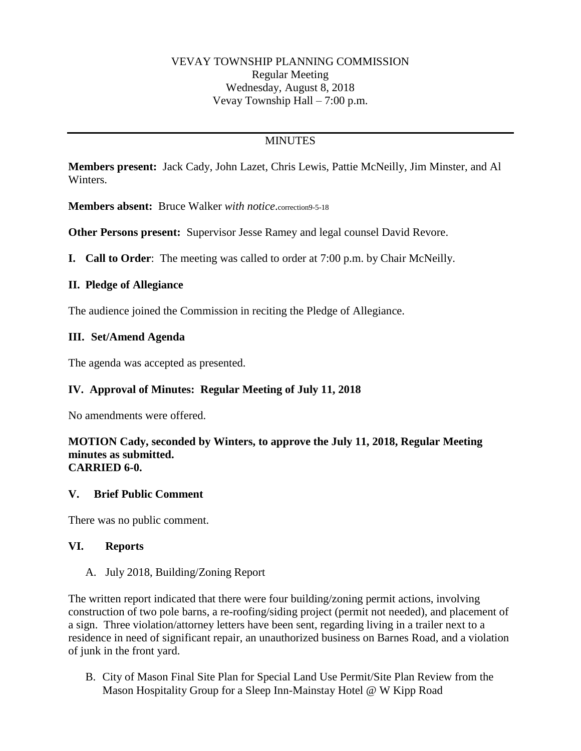VEVAY TOWNSHIP PLANNING COMMISSION
Regular Meeting
Wednesday, August 8, 2018
Vevay Township Hall – 7:00 p.m.

---

MINUTES

**Members present:** Jack Cady, John Lazet, Chris Lewis, Pattie McNeilly, Jim Minster, and Al Winters.

**Members absent:** Bruce Walker *with notice*.correction9-5-18

**Other Persons present:** Supervisor Jesse Ramey and legal counsel David Revore.

**I. Call to Order**: The meeting was called to order at 7:00 p.m. by Chair McNeilly.

## II. Pledge of Allegiance

The audience joined the Commission in reciting the Pledge of Allegiance.

## III. Set/Amend Agenda

The agenda was accepted as presented.

## IV. Approval of Minutes: Regular Meeting of July 11, 2018

No amendments were offered.

**MOTION Cady, seconded by Winters, to approve the July 11, 2018, Regular Meeting minutes as submitted.**
**CARRIED 6-0.**

## V. Brief Public Comment

There was no public comment.

## VI. Reports

A. July 2018, Building/Zoning Report

The written report indicated that there were four building/zoning permit actions, involving construction of two pole barns, a re-roofing/siding project (permit not needed), and placement of a sign. Three violation/attorney letters have been sent, regarding living in a trailer next to a residence in need of significant repair, an unauthorized business on Barnes Road, and a violation of junk in the front yard.

B. City of Mason Final Site Plan for Special Land Use Permit/Site Plan Review from the Mason Hospitality Group for a Sleep Inn-Mainstay Hotel @ W Kipp Road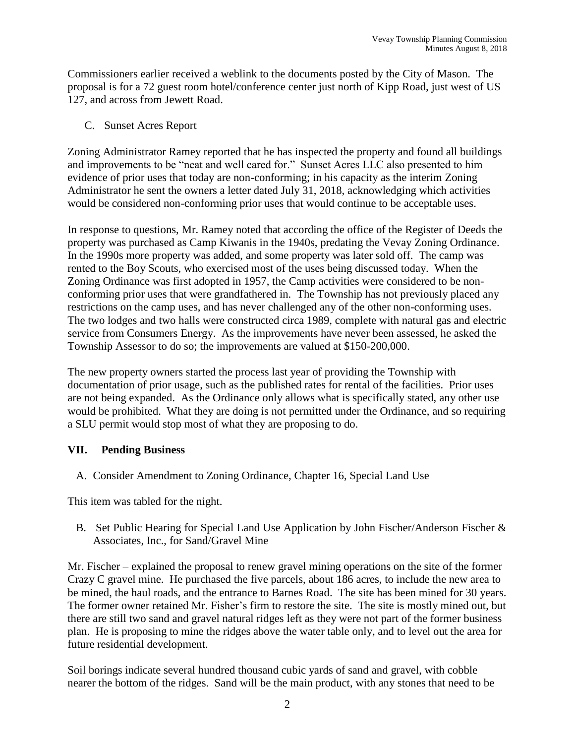Commissioners earlier received a weblink to the documents posted by the City of Mason. The proposal is for a 72 guest room hotel/conference center just north of Kipp Road, just west of US 127, and across from Jewett Road.

C. Sunset Acres Report

Zoning Administrator Ramey reported that he has inspected the property and found all buildings and improvements to be "neat and well cared for." Sunset Acres LLC also presented to him evidence of prior uses that today are non-conforming; in his capacity as the interim Zoning Administrator he sent the owners a letter dated July 31, 2018, acknowledging which activities would be considered non-conforming prior uses that would continue to be acceptable uses.

In response to questions, Mr. Ramey noted that according the office of the Register of Deeds the property was purchased as Camp Kiwanis in the 1940s, predating the Vevay Zoning Ordinance. In the 1990s more property was added, and some property was later sold off. The camp was rented to the Boy Scouts, who exercised most of the uses being discussed today. When the Zoning Ordinance was first adopted in 1957, the Camp activities were considered to be non-conforming prior uses that were grandfathered in. The Township has not previously placed any restrictions on the camp uses, and has never challenged any of the other non-conforming uses. The two lodges and two halls were constructed circa 1989, complete with natural gas and electric service from Consumers Energy. As the improvements have never been assessed, he asked the Township Assessor to do so; the improvements are valued at $150-200,000.

The new property owners started the process last year of providing the Township with documentation of prior usage, such as the published rates for rental of the facilities. Prior uses are not being expanded. As the Ordinance only allows what is specifically stated, any other use would be prohibited. What they are doing is not permitted under the Ordinance, and so requiring a SLU permit would stop most of what they are proposing to do.

## VII. Pending Business

A. Consider Amendment to Zoning Ordinance, Chapter 16, Special Land Use

This item was tabled for the night.

B. Set Public Hearing for Special Land Use Application by John Fischer/Anderson Fischer & Associates, Inc., for Sand/Gravel Mine

Mr. Fischer – explained the proposal to renew gravel mining operations on the site of the former Crazy C gravel mine. He purchased the five parcels, about 186 acres, to include the new area to be mined, the haul roads, and the entrance to Barnes Road. The site has been mined for 30 years. The former owner retained Mr. Fisher's firm to restore the site. The site is mostly mined out, but there are still two sand and gravel natural ridges left as they were not part of the former business plan. He is proposing to mine the ridges above the water table only, and to level out the area for future residential development.

Soil borings indicate several hundred thousand cubic yards of sand and gravel, with cobble nearer the bottom of the ridges. Sand will be the main product, with any stones that need to be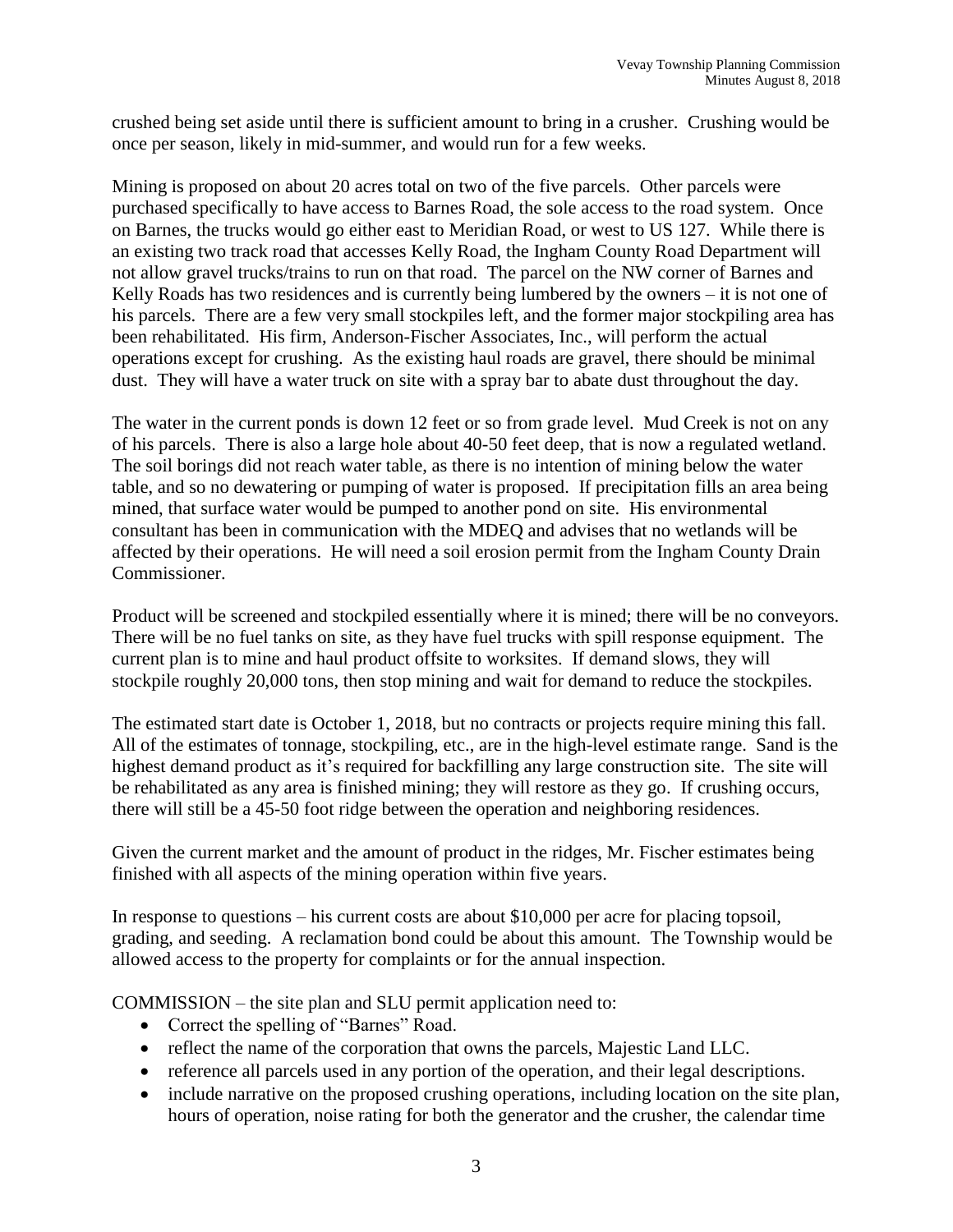crushed being set aside until there is sufficient amount to bring in a crusher. Crushing would be once per season, likely in mid-summer, and would run for a few weeks.

Mining is proposed on about 20 acres total on two of the five parcels. Other parcels were purchased specifically to have access to Barnes Road, the sole access to the road system. Once on Barnes, the trucks would go either east to Meridian Road, or west to US 127. While there is an existing two track road that accesses Kelly Road, the Ingham County Road Department will not allow gravel trucks/trains to run on that road. The parcel on the NW corner of Barnes and Kelly Roads has two residences and is currently being lumbered by the owners – it is not one of his parcels. There are a few very small stockpiles left, and the former major stockpiling area has been rehabilitated. His firm, Anderson-Fischer Associates, Inc., will perform the actual operations except for crushing. As the existing haul roads are gravel, there should be minimal dust. They will have a water truck on site with a spray bar to abate dust throughout the day.

The water in the current ponds is down 12 feet or so from grade level. Mud Creek is not on any of his parcels. There is also a large hole about 40-50 feet deep, that is now a regulated wetland. The soil borings did not reach water table, as there is no intention of mining below the water table, and so no dewatering or pumping of water is proposed. If precipitation fills an area being mined, that surface water would be pumped to another pond on site. His environmental consultant has been in communication with the MDEQ and advises that no wetlands will be affected by their operations. He will need a soil erosion permit from the Ingham County Drain Commissioner.

Product will be screened and stockpiled essentially where it is mined; there will be no conveyors. There will be no fuel tanks on site, as they have fuel trucks with spill response equipment. The current plan is to mine and haul product offsite to worksites. If demand slows, they will stockpile roughly 20,000 tons, then stop mining and wait for demand to reduce the stockpiles.

The estimated start date is October 1, 2018, but no contracts or projects require mining this fall. All of the estimates of tonnage, stockpiling, etc., are in the high-level estimate range. Sand is the highest demand product as it's required for backfilling any large construction site. The site will be rehabilitated as any area is finished mining; they will restore as they go. If crushing occurs, there will still be a 45-50 foot ridge between the operation and neighboring residences.

Given the current market and the amount of product in the ridges, Mr. Fischer estimates being finished with all aspects of the mining operation within five years.

In response to questions – his current costs are about $10,000 per acre for placing topsoil, grading, and seeding. A reclamation bond could be about this amount. The Township would be allowed access to the property for complaints or for the annual inspection.

COMMISSION – the site plan and SLU permit application need to:

- Correct the spelling of "Barnes" Road.
- reflect the name of the corporation that owns the parcels, Majestic Land LLC.
- reference all parcels used in any portion of the operation, and their legal descriptions.
- include narrative on the proposed crushing operations, including location on the site plan, hours of operation, noise rating for both the generator and the crusher, the calendar time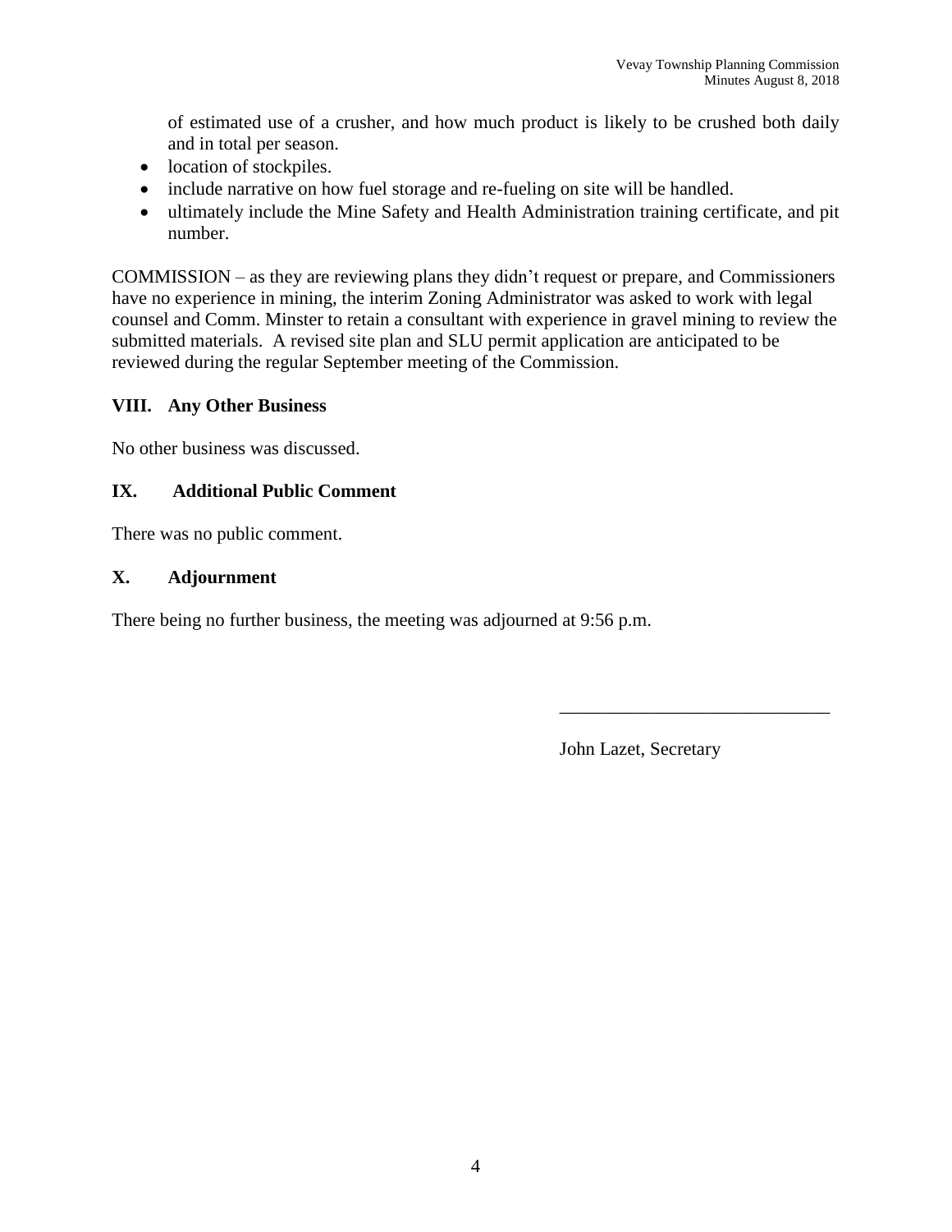of estimated use of a crusher, and how much product is likely to be crushed both daily and in total per season.

- location of stockpiles.
- include narrative on how fuel storage and re-fueling on site will be handled.
- ultimately include the Mine Safety and Health Administration training certificate, and pit number.

COMMISSION – as they are reviewing plans they didn't request or prepare, and Commissioners have no experience in mining, the interim Zoning Administrator was asked to work with legal counsel and Comm. Minster to retain a consultant with experience in gravel mining to review the submitted materials. A revised site plan and SLU permit application are anticipated to be reviewed during the regular September meeting of the Commission.

## VIII. Any Other Business

No other business was discussed.

## IX. Additional Public Comment

There was no public comment.

## X. Adjournment

There being no further business, the meeting was adjourned at 9:56 p.m.

_____________________________

John Lazet, Secretary